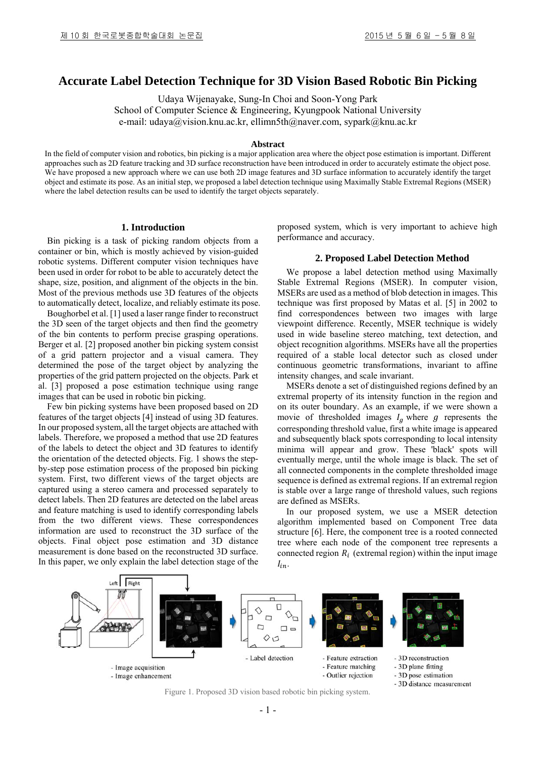# Accurate Label Detection Technique for 3D Vision Based Robotic Bin Picking

Udaya Wijenayake, Sung-In Choi and Soon-Yong Park
School of Computer Science & Engineering, Kyungpook National University
e-mail: udaya@vision.knu.ac.kr, ellimn5th@naver.com, sypark@knu.ac.kr

## Abstract

In the field of computer vision and robotics, bin picking is a major application area where the object pose estimation is important. Different approaches such as 2D feature tracking and 3D surface reconstruction have been introduced in order to accurately estimate the object pose. We have proposed a new approach where we can use both 2D image features and 3D surface information to accurately identify the target object and estimate its pose. As an initial step, we proposed a label detection technique using Maximally Stable Extremal Regions (MSER) where the label detection results can be used to identify the target objects separately.

## 1. Introduction

Bin picking is a task of picking random objects from a container or bin, which is mostly achieved by vision-guided robotic systems. Different computer vision techniques have been used in order for robot to be able to accurately detect the shape, size, position, and alignment of the objects in the bin. Most of the previous methods use 3D features of the objects to automatically detect, localize, and reliably estimate its pose.

Boughorbel et al. [1] used a laser range finder to reconstruct the 3D seen of the target objects and then find the geometry of the bin contents to perform precise grasping operations. Berger et al. [2] proposed another bin picking system consist of a grid pattern projector and a visual camera. They determined the pose of the target object by analyzing the properties of the grid pattern projected on the objects. Park et al. [3] proposed a pose estimation technique using range images that can be used in robotic bin picking.

Few bin picking systems have been proposed based on 2D features of the target objects [4] instead of using 3D features. In our proposed system, all the target objects are attached with labels. Therefore, we proposed a method that use 2D features of the labels to detect the object and 3D features to identify the orientation of the detected objects. Fig. 1 shows the step-by-step pose estimation process of the proposed bin picking system. First, two different views of the target objects are captured using a stereo camera and processed separately to detect labels. Then 2D features are detected on the label areas and feature matching is used to identify corresponding labels from the two different views. These correspondences information are used to reconstruct the 3D surface of the objects. Final object pose estimation and 3D distance measurement is done based on the reconstructed 3D surface. In this paper, we only explain the label detection stage of the proposed system, which is very important to achieve high performance and accuracy.

## 2. Proposed Label Detection Method

We propose a label detection method using Maximally Stable Extremal Regions (MSER). In computer vision, MSERs are used as a method of blob detection in images. This technique was first proposed by Matas et al. [5] in 2002 to find correspondences between two images with large viewpoint difference. Recently, MSER technique is widely used in wide baseline stereo matching, text detection, and object recognition algorithms. MSERs have all the properties required of a stable local detector such as closed under continuous geometric transformations, invariant to affine intensity changes, and scale invariant.

MSERs denote a set of distinguished regions defined by an extremal property of its intensity function in the region and on its outer boundary. As an example, if we were shown a movie of thresholded images $I_g$ where $g$ represents the corresponding threshold value, first a white image is appeared and subsequently black spots corresponding to local intensity minima will appear and grow. These 'black' spots will eventually merge, until the whole image is black. The set of all connected components in the complete thresholded image sequence is defined as extremal regions. If an extremal region is stable over a large range of threshold values, such regions are defined as MSERs.

In our proposed system, we use a MSER detection algorithm implemented based on Component Tree data structure [6]. Here, the component tree is a rooted connected tree where each node of the component tree represents a connected region $R_i$ (extremal region) within the input image $I_{in}$.

- Image acquisition
- Image enhancement

- Label detection

- Feature extraction
- Feature matching
- Outlier rejection

- 3D reconstruction
- 3D plane fitting
- 3D pose estimation
- 3D distance measurement

Figure 1. Proposed 3D vision based robotic bin picking system.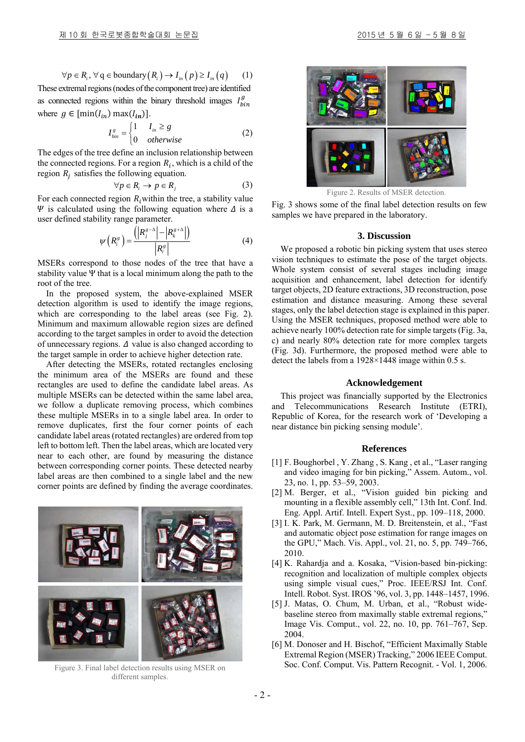$$\forall p \in R_i, \forall q \in \text{boundary}(R_i) \rightarrow I_{in}(p) \geq I_{in}(q) \quad (1)$$

These extremal regions (nodes of the component tree) are identified as connected regions within the binary threshold images $I_{bin}^{g}$ where $g \in [\min(I_{in}) \max(I_{in})]$.

$$I_{bin}^{g} = \begin{cases} 1 & I_{in} \geq g \\ 0 & otherwise \end{cases} \quad (2)$$

The edges of the tree define an inclusion relationship between the connected regions. For a region $R_i$, which is a child of the region $R_j$ satisfies the following equation.

$$\forall p \in R_i \rightarrow p \in R_j \quad (3)$$

For each connected region $R_i$ within the tree, a stability value $\Psi$ is calculated using the following equation where $\Delta$ is a user defined stability range parameter.

$$\psi(R_i^g) = \frac{\left(\left|R_j^{g-\Delta}\right| - \left|R_k^{g+\Delta}\right|\right)}{\left|R_i^g\right|} \quad (4)$$

MSERs correspond to those nodes of the tree that have a stability value Ψ that is a local minimum along the path to the root of the tree.

In the proposed system, the above-explained MSER detection algorithm is used to identify the image regions, which are corresponding to the label areas (see Fig. 2). Minimum and maximum allowable region sizes are defined according to the target samples in order to avoid the detection of unnecessary regions. $\Delta$ value is also changed according to the target sample in order to achieve higher detection rate.

After detecting the MSERs, rotated rectangles enclosing the minimum area of the MSERs are found and these rectangles are used to define the candidate label areas. As multiple MSERs can be detected within the same label area, we follow a duplicate removing process, which combines these multiple MSERs in to a single label area. In order to remove duplicates, first the four corner points of each candidate label areas (rotated rectangles) are ordered from top left to bottom left. Then the label areas, which are located very near to each other, are found by measuring the distance between corresponding corner points. These detected nearby label areas are then combined to a single label and the new corner points are defined by finding the average coordinates.

Figure 3. Final label detection results using MSER on different samples.

Figure 2. Results of MSER detection.

Fig. 3 shows some of the final label detection results on few samples we have prepared in the laboratory.

## 3. Discussion

We proposed a robotic bin picking system that uses stereo vision techniques to estimate the pose of the target objects. Whole system consist of several stages including image acquisition and enhancement, label detection for identify target objects, 2D feature extractions, 3D reconstruction, pose estimation and distance measuring. Among these several stages, only the label detection stage is explained in this paper. Using the MSER techniques, proposed method were able to achieve nearly 100% detection rate for simple targets (Fig. 3a, c) and nearly 80% detection rate for more complex targets (Fig. 3d). Furthermore, the proposed method were able to detect the labels from a 1928×1448 image within 0.5 s.

## Acknowledgement

This project was financially supported by the Electronics and Telecommunications Research Institute (ETRI), Republic of Korea, for the research work of 'Developing a near distance bin picking sensing module'.

## References

[1] F. Boughorbel , Y. Zhang , S. Kang , et al., "Laser ranging and video imaging for bin picking," Assem. Autom., vol. 23, no. 1, pp. 53–59, 2003.

[2] M. Berger, et al., "Vision guided bin picking and mounting in a flexible assembly cell," 13th Int. Conf. Ind. Eng. Appl. Artif. Intell. Expert Syst., pp. 109–118, 2000.

[3] I. K. Park, M. Germann, M. D. Breitenstein, et al., "Fast and automatic object pose estimation for range images on the GPU," Mach. Vis. Appl., vol. 21, no. 5, pp. 749–766, 2010.

[4] K. Rahardja and a. Kosaka, "Vision-based bin-picking: recognition and localization of multiple complex objects using simple visual cues," Proc. IEEE/RSJ Int. Conf. Intell. Robot. Syst. IROS '96, vol. 3, pp. 1448–1457, 1996.

[5] J. Matas, O. Chum, M. Urban, et al., "Robust wide-baseline stereo from maximally stable extremal regions," Image Vis. Comput., vol. 22, no. 10, pp. 761–767, Sep. 2004.

[6] M. Donoser and H. Bischof, "Efficient Maximally Stable Extremal Region (MSER) Tracking," 2006 IEEE Comput. Soc. Conf. Comput. Vis. Pattern Recognit. - Vol. 1, 2006.